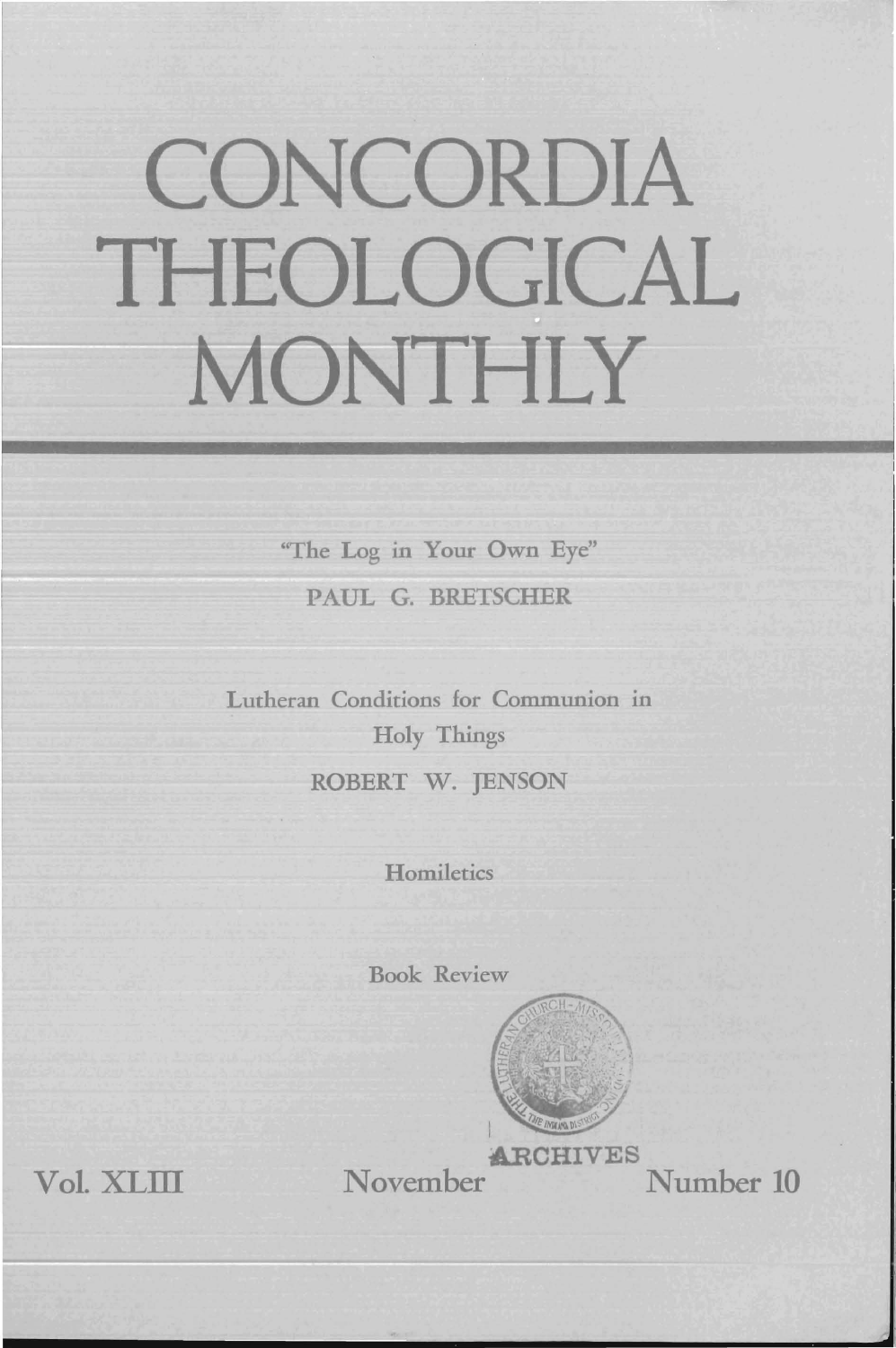# CONCORDIA THEOLOGICAL MONTHLY

"The Log in Your Own Eye"

PAUL G. BRETSCHER

Lutheran Conditions for Communion in Holy Things

ROBERT W. JENSON

Homiletics

Book Review

ARCHIVES

Vol. XLIII November Number 10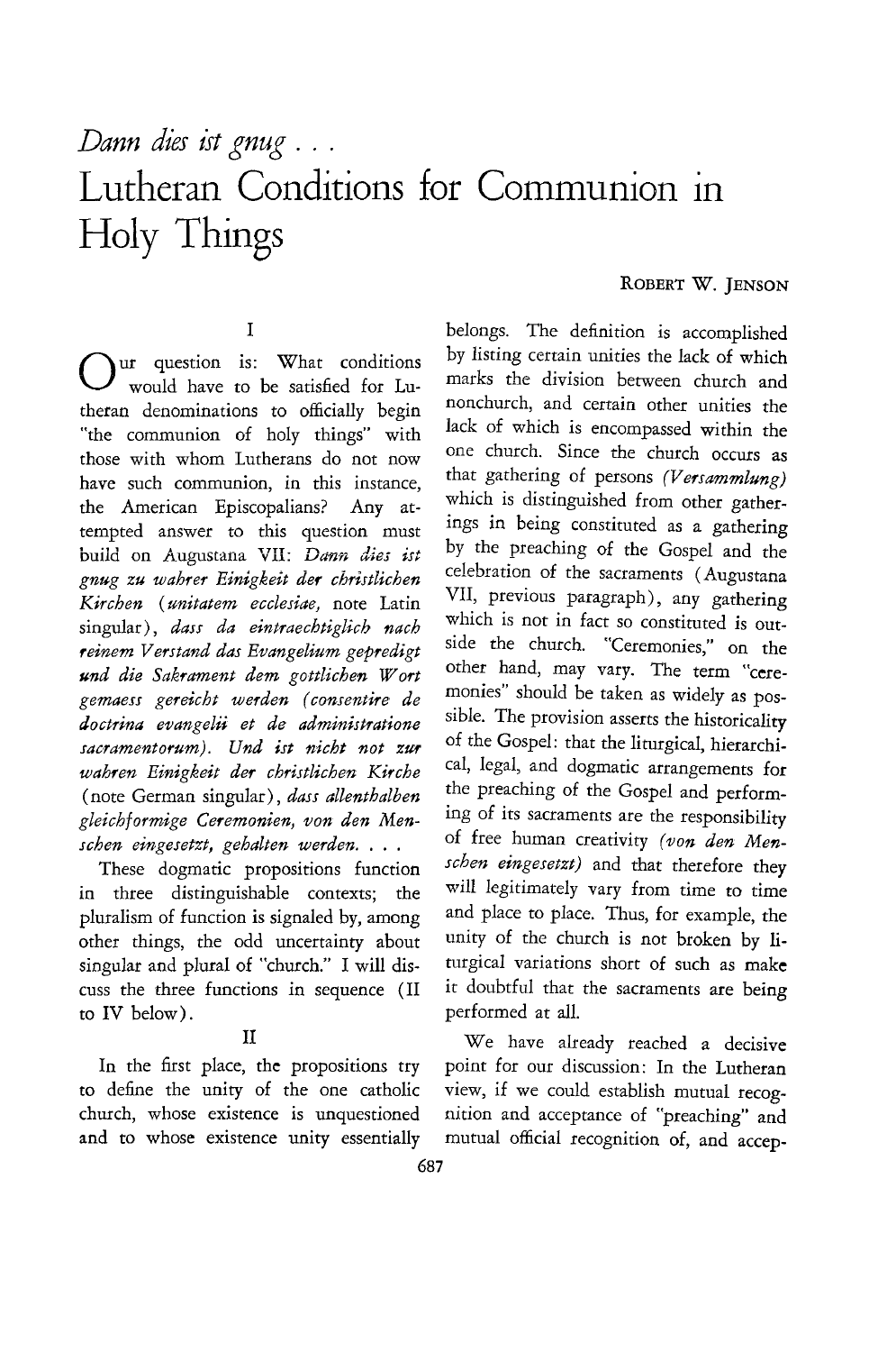# *Dann dies ist gnug . . .* Lutheran Conditions for Communion in Holy Things

ROBERT W. JENSON

## I

Our question is: What conditions would have to be satisfied for Lutheran denominations to officially begin "the communion of holy things" with those with whom Lutherans do not now have such communion, in this instance, the American Episcopalians? Any attempted answer to this question must build on Augustana VII: ***Dann dies ist gnug zu wahrer Einigkeit der christlichen Kirchen*** (*unitatem ecclesiae*, note Latin singular), ***dass da eintraechtiglich nach reinem Verstand das Evangelium gepredigt und die Sakrament dem gottlichen Wort gemaess gereicht werden (consentire de doctrina evangelii et de administratione sacramentorum). Und ist nicht not zur wahren Einigkeit der christlichen Kirche*** (note German singular), ***dass allenthalben gleichformige Ceremonien, von den Menschen eingesetzt, gehalten werden. . . .***

These dogmatic propositions function in three distinguishable contexts; the pluralism of function is signaled by, among other things, the odd uncertainty about singular and plural of "church." I will discuss the three functions in sequence (II to IV below).

## II

In the first place, the propositions try to define the unity of the one catholic church, whose existence is unquestioned and to whose existence unity essentially belongs. The definition is accomplished by listing certain unities the lack of which marks the division between church and nonchurch, and certain other unities the lack of which is encompassed within the one church. Since the church occurs as that gathering of persons *(Versammlung)* which is distinguished from other gatherings in being constituted as a gathering by the preaching of the Gospel and the celebration of the sacraments (Augustana VII, previous paragraph), any gathering which is not in fact so constituted is outside the church. "Ceremonies," on the other hand, may vary. The term "ceremonies" should be taken as widely as possible. The provision asserts the historicality of the Gospel: that the liturgical, hierarchical, legal, and dogmatic arrangements for the preaching of the Gospel and performing of its sacraments are the responsibility of free human creativity *(von den Menschen eingesetzt)* and that therefore they will legitimately vary from time to time and place to place. Thus, for example, the unity of the church is not broken by liturgical variations short of such as make it doubtful that the sacraments are being performed at all.

We have already reached a decisive point for our discussion: In the Lutheran view, if we could establish mutual recognition and acceptance of "preaching" and mutual official recognition of, and accep-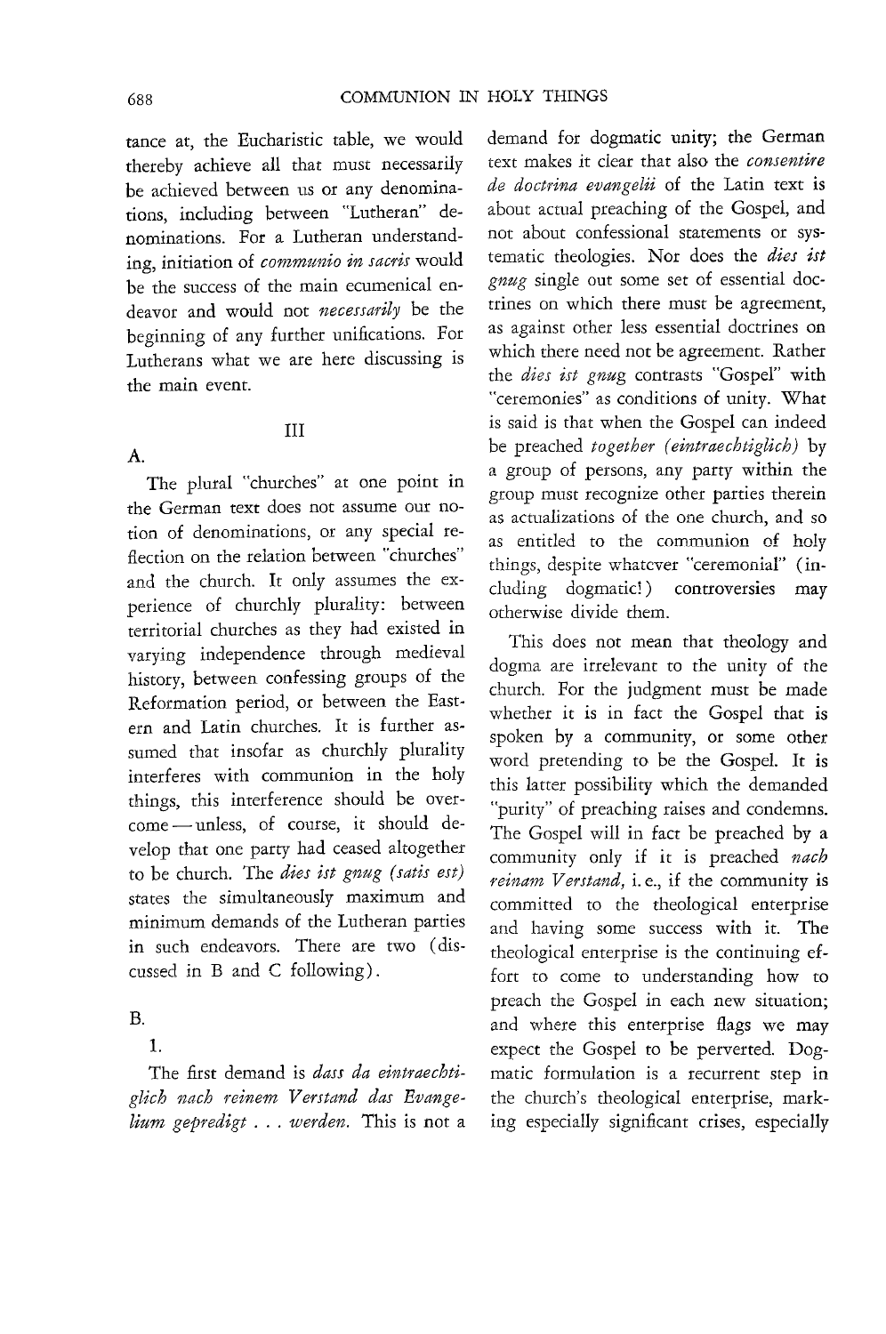tance at, the Eucharistic table, we would thereby achieve all that must necessarily be achieved between us or any denominations, including between "Lutheran" denominations. For a Lutheran understanding, initiation of *communio in sacris* would be the success of the main ecumenical endeavor and would not *necessarily* be the beginning of any further unifications. For Lutherans what we are here discussing is the main event.

## III

### A.

The plural "churches" at one point in the German text does not assume our notion of denominations, or any special reflection on the relation between "churches" and the church. It only assumes the experience of churchly plurality: between territorial churches as they had existed in varying independence through medieval history, between confessing groups of the Reformation period, or between the Eastern and Latin churches. It is further assumed that insofar as churchly plurality interferes with communion in the holy things, this interference should be overcome — unless, of course, it should develop that one party had ceased altogether to be church. The *dies ist gnug (satis est)* states the simultaneously maximum and minimum demands of the Lutheran parties in such endeavors. There are two (discussed in B and C following).

### B.

#### 1.

The first demand is *dass da eintraechtiglich nach reinem Verstand das Evangelium gepredigt . . . werden.* This is not a demand for dogmatic unity; the German text makes it clear that also the *consentire de doctrina evangelii* of the Latin text is about actual preaching of the Gospel, and not about confessional statements or systematic theologies. Nor does the *dies ist gnug* single out some set of essential doctrines on which there must be agreement, as against other less essential doctrines on which there need not be agreement. Rather the *dies ist gnug* contrasts "Gospel" with "ceremonies" as conditions of unity. What is said is that when the Gospel can indeed be preached *together (eintraechtiglich)* by a group of persons, any party within the group must recognize other parties therein as actualizations of the one church, and so as entitled to the communion of holy things, despite whatever "ceremonial" (including dogmatic!) controversies may otherwise divide them.

This does not mean that theology and dogma are irrelevant to the unity of the church. For the judgment must be made whether it is in fact the Gospel that is spoken by a community, or some other word pretending to be the Gospel. It is this latter possibility which the demanded "purity" of preaching raises and condemns. The Gospel will in fact be preached by a community only if it is preached *nach reinam Verstand,* i. e., if the community is committed to the theological enterprise and having some success with it. The theological enterprise is the continuing effort to come to understanding how to preach the Gospel in each new situation; and where this enterprise flags we may expect the Gospel to be perverted. Dogmatic formulation is a recurrent step in the church's theological enterprise, marking especially significant crises, especially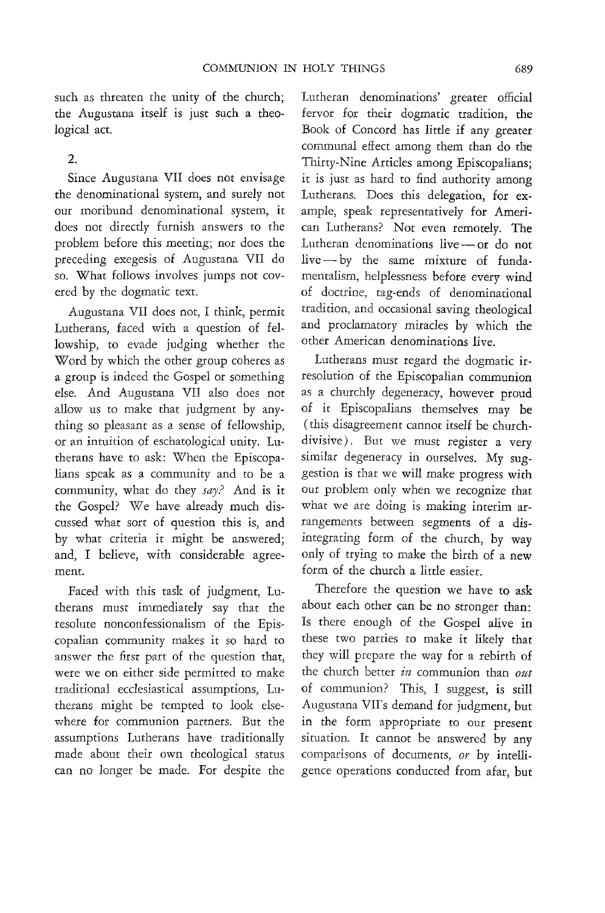such as threaten the unity of the church; the Augustana itself is just such a theological act.

2.

Since Augustana VII does not envisage the denominational system, and surely not our moribund denominational system, it does not directly furnish answers to the problem before this meeting; nor does the preceding exegesis of Augustana VII do so. What follows involves jumps not covered by the dogmatic text.

Augustana VII does not, I think, permit Lutherans, faced with a question of fellowship, to evade judging whether the Word by which the other group coheres as a group is indeed the Gospel or something else. And Augustana VII also does not allow us to make that judgment by anything so pleasant as a sense of fellowship, or an intuition of eschatological unity. Lutherans have to ask: When the Episcopalians speak as a community and to be a community, what do they *say?* And is it the Gospel? We have already much discussed what sort of question this is, and by what criteria it might be answered; and, I believe, with considerable agreement.

Faced with this task of judgment, Lutherans must immediately say that the resolute nonconfessionalism of the Episcopalian community makes it so hard to answer the first part of the question that, were we on either side permitted to make traditional ecclesiastical assumptions, Lutherans might be tempted to look elsewhere for communion partners. But the assumptions Lutherans have traditionally made about their own theological status can no longer be made. For despite the Lutheran denominations' greater official fervor for their dogmatic tradition, the Book of Concord has little if any greater communal effect among them than do the Thirty-Nine Articles among Episcopalians; it is just as hard to find authority among Lutherans. Does this delegation, for example, speak representatively for American Lutherans? Not even remotely. The Lutheran denominations live — or do not live — by the same mixture of fundamentalism, helplessness before every wind of doctrine, tag-ends of denominational tradition, and occasional saving theological and proclamatory miracles by which the other American denominations live.

Lutherans must regard the dogmatic irresolution of the Episcopalian communion as a churchly degeneracy, however proud of it Episcopalians themselves may be (this disagreement cannot itself be church-divisive). But we must register a very similar degeneracy in ourselves. My suggestion is that we will make progress with our problem only when we recognize that what we are doing is making interim arrangements between segments of a disintegrating form of the church, by way only of trying to make the birth of a new form of the church a little easier.

Therefore the question we have to ask about each other can be no stronger than: Is there enough of the Gospel alive in these two parties to make it likely that they will prepare the way for a rebirth of the church better *in* communion than *out* of communion? This, I suggest, is still Augustana VII's demand for judgment, but in the form appropriate to our present situation. It cannot be answered by any comparisons of documents, *or* by intelligence operations conducted from afar, but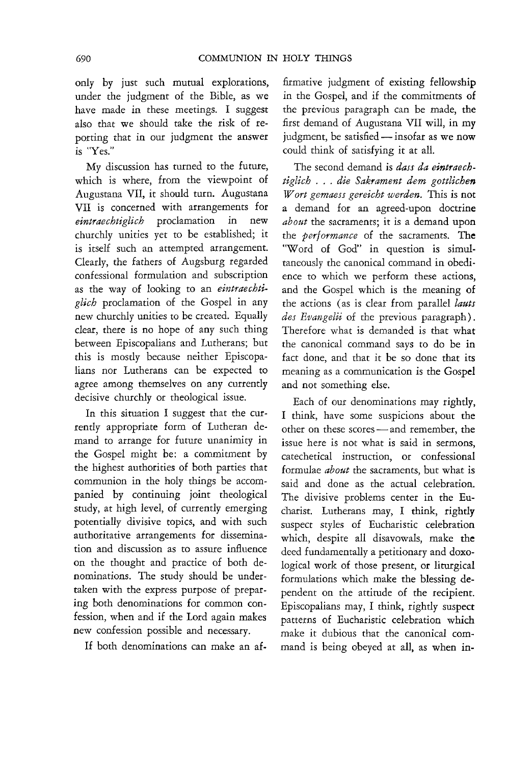only by just such mutual explorations, under the judgment of the Bible, as we have made in these meetings. I suggest also that we should take the risk of reporting that in our judgment the answer is "Yes."

My discussion has turned to the future, which is where, from the viewpoint of Augustana VII, it should turn. Augustana VII is concerned with arrangements for *eintraechtiglich* proclamation in new churchly unities yet to be established; it is itself such an attempted arrangement. Clearly, the fathers of Augsburg regarded confessional formulation and subscription as the way of looking to an *eintraechtiglich* proclamation of the Gospel in any new churchly unities to be created. Equally clear, there is no hope of any such thing between Episcopalians and Lutherans; but this is mostly because neither Episcopalians nor Lutherans can be expected to agree among themselves on any currently decisive churchly or theological issue.

In this situation I suggest that the currently appropriate form of Lutheran demand to arrange for future unanimity in the Gospel might be: a commitment by the highest authorities of both parties that communion in the holy things be accompanied by continuing joint theological study, at high level, of currently emerging potentially divisive topics, and with such authoritative arrangements for dissemination and discussion as to assure influence on the thought and practice of both denominations. The study should be undertaken with the express purpose of preparing both denominations for common confession, when and if the Lord again makes new confession possible and necessary.

If both denominations can make an affirmative judgment of existing fellowship in the Gospel, and if the commitments of the previous paragraph can be made, the first demand of Augustana VII will, in my judgment, be satisfied — insofar as we now could think of satisfying it at all.

The second demand is *dass da eintraechtiglich . . . die Sakrament dem gottlichen Wort gemaess gereicht werden.* This is not a demand for an agreed-upon doctrine *about* the sacraments; it is a demand upon the *performance* of the sacraments. The "Word of God" in question is simultaneously the canonical command in obedience to which we perform these actions, and the Gospel which is the meaning of the actions (as is clear from parallel *lauts des Evangelii* of the previous paragraph). Therefore what is demanded is that what the canonical command says to do be in fact done, and that it be so done that its meaning as a communication is the Gospel and not something else.

Each of our denominations may rightly, I think, have some suspicions about the other on these scores — and remember, the issue here is not what is said in sermons, catechetical instruction, or confessional formulae *about* the sacraments, but what is said and done as the actual celebration. The divisive problems center in the Eucharist. Lutherans may, I think, rightly suspect styles of Eucharistic celebration which, despite all disavowals, make the deed fundamentally a petitionary and doxological work of those present, or liturgical formulations which make the blessing dependent on the attitude of the recipient. Episcopalians may, I think, rightly suspect patterns of Eucharistic celebration which make it dubious that the canonical command is being obeyed at all, as when in-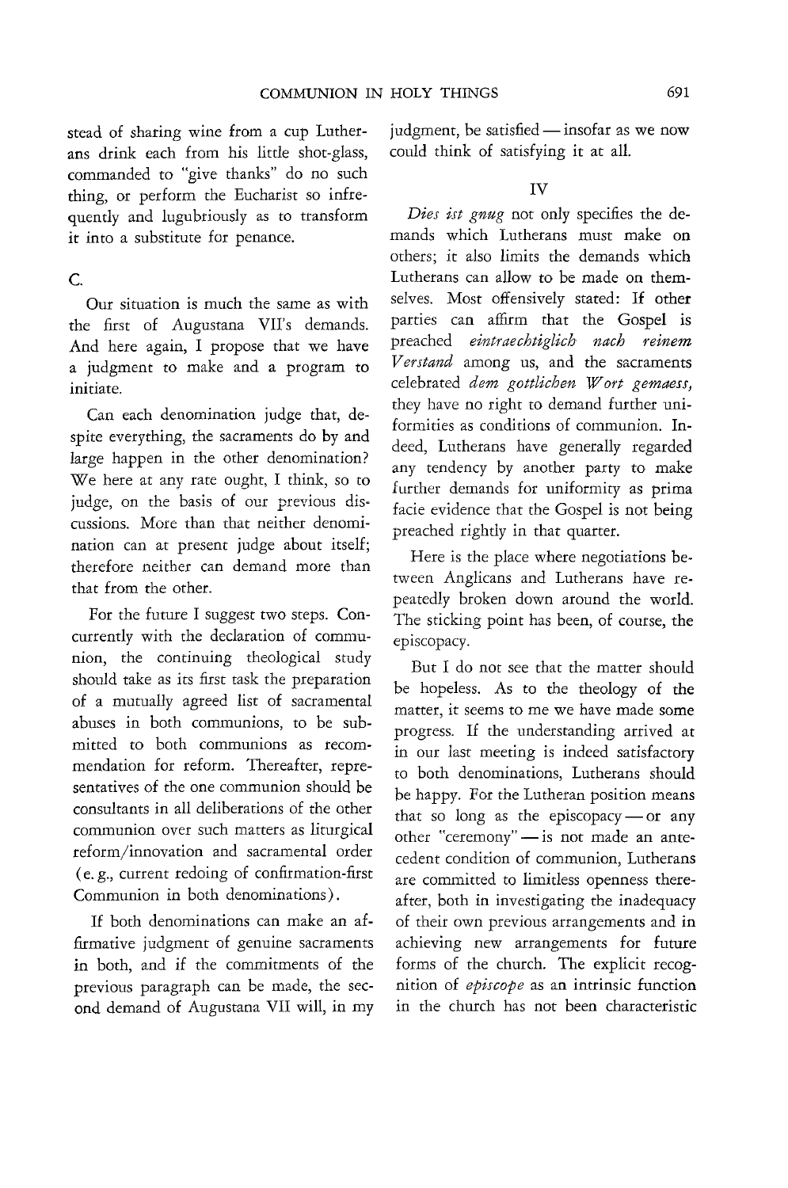stead of sharing wine from a cup Lutherans drink each from his little shot-glass, commanded to "give thanks" do no such thing, or perform the Eucharist so infrequently and lugubriously as to transform it into a substitute for penance.

C.

Our situation is much the same as with the first of Augustana VII's demands. And here again, I propose that we have a judgment to make and a program to initiate.

Can each denomination judge that, despite everything, the sacraments do by and large happen in the other denomination? We here at any rate ought, I think, so to judge, on the basis of our previous discussions. More than that neither denomination can at present judge about itself; therefore neither can demand more than that from the other.

For the future I suggest two steps. Concurrently with the declaration of communion, the continuing theological study should take as its first task the preparation of a mutually agreed list of sacramental abuses in both communions, to be submitted to both communions as recommendation for reform. Thereafter, representatives of the one communion should be consultants in all deliberations of the other communion over such matters as liturgical reform/innovation and sacramental order (e. g., current redoing of confirmation-first Communion in both denominations).

If both denominations can make an affirmative judgment of genuine sacraments in both, and if the commitments of the previous paragraph can be made, the second demand of Augustana VII will, in my judgment, be satisfied — insofar as we now could think of satisfying it at all.

## IV

*Dies ist gnug* not only specifies the demands which Lutherans must make on others; it also limits the demands which Lutherans can allow to be made on themselves. Most offensively stated: If other parties can affirm that the Gospel is preached *eintraechtiglich nach reinem Verstand* among us, and the sacraments celebrated *dem gottlichen Wort gemaess,* they have no right to demand further uniformities as conditions of communion. Indeed, Lutherans have generally regarded any tendency by another party to make further demands for uniformity as prima facie evidence that the Gospel is not being preached rightly in that quarter.

Here is the place where negotiations between Anglicans and Lutherans have repeatedly broken down around the world. The sticking point has been, of course, the episcopacy.

But I do not see that the matter should be hopeless. As to the theology of the matter, it seems to me we have made some progress. If the understanding arrived at in our last meeting is indeed satisfactory to both denominations, Lutherans should be happy. For the Lutheran position means that so long as the episcopacy — or any other "ceremony" — is not made an antecedent condition of communion, Lutherans are committed to limitless openness thereafter, both in investigating the inadequacy of their own previous arrangements and in achieving new arrangements for future forms of the church. The explicit recognition of *episcope* as an intrinsic function in the church has not been characteristic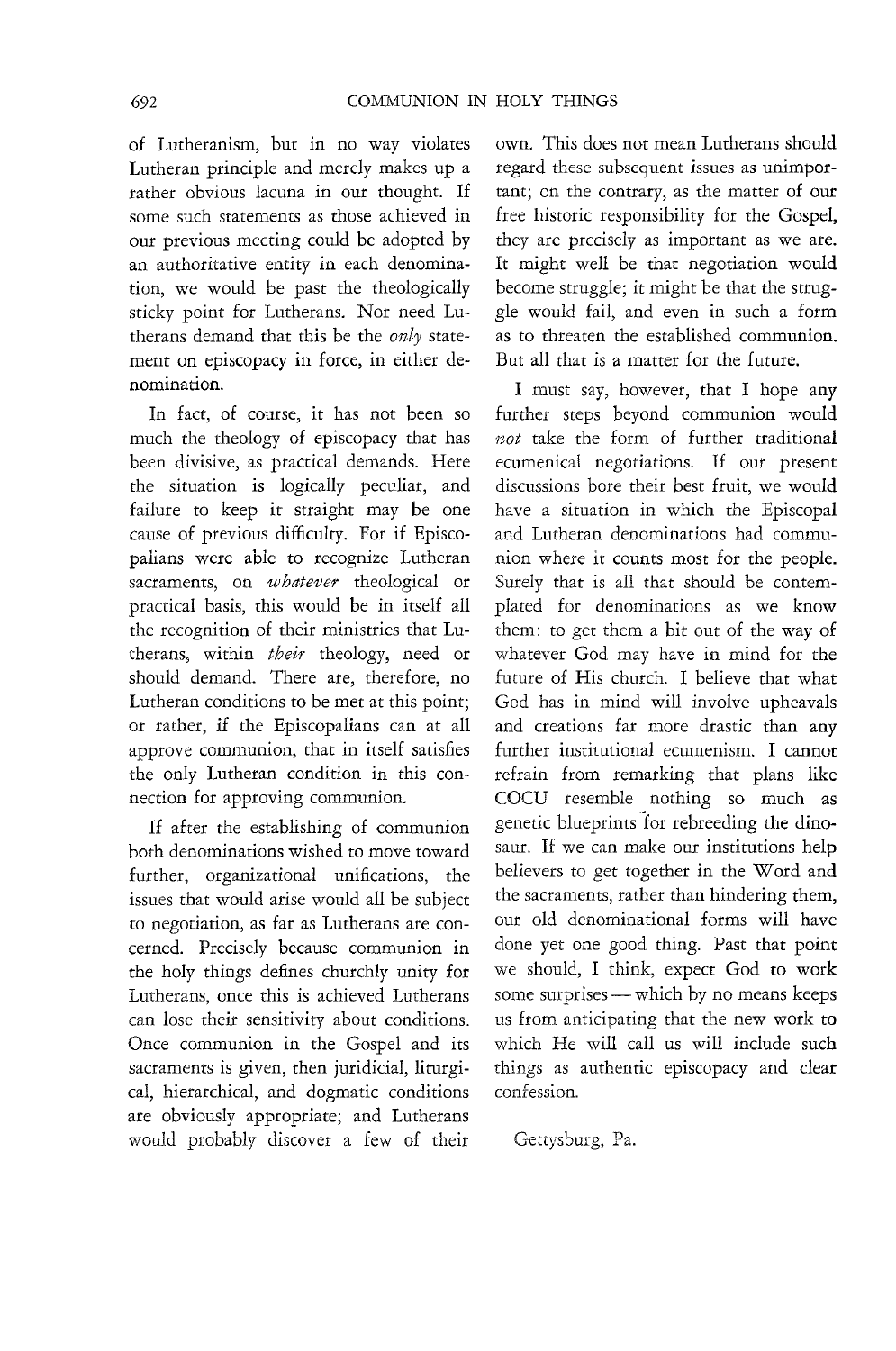of Lutheranism, but in no way violates Lutheran principle and merely makes up a rather obvious lacuna in our thought. If some such statements as those achieved in our previous meeting could be adopted by an authoritative entity in each denomination, we would be past the theologically sticky point for Lutherans. Nor need Lutherans demand that this be the *only* statement on episcopacy in force, in either denomination.

In fact, of course, it has not been so much the theology of episcopacy that has been divisive, as practical demands. Here the situation is logically peculiar, and failure to keep it straight may be one cause of previous difficulty. For if Episcopalians were able to recognize Lutheran sacraments, on *whatever* theological or practical basis, this would be in itself all the recognition of their ministries that Lutherans, within *their* theology, need or should demand. There are, therefore, no Lutheran conditions to be met at this point; or rather, if the Episcopalians can at all approve communion, that in itself satisfies the only Lutheran condition in this connection for approving communion.

If after the establishing of communion both denominations wished to move toward further, organizational unifications, the issues that would arise would all be subject to negotiation, as far as Lutherans are concerned. Precisely because communion in the holy things defines churchly unity for Lutherans, once this is achieved Lutherans can lose their sensitivity about conditions. Once communion in the Gospel and its sacraments is given, then juridicial, liturgical, hierarchical, and dogmatic conditions are obviously appropriate; and Lutherans would probably discover a few of their own. This does not mean Lutherans should regard these subsequent issues as unimportant; on the contrary, as the matter of our free historic responsibility for the Gospel, they are precisely as important as we are. It might well be that negotiation would become struggle; it might be that the struggle would fail, and even in such a form as to threaten the established communion. But all that is a matter for the future.

I must say, however, that I hope any further steps beyond communion would *not* take the form of further traditional ecumenical negotiations. If our present discussions bore their best fruit, we would have a situation in which the Episcopal and Lutheran denominations had communion where it counts most for the people. Surely that is all that should be contemplated for denominations as we know them: to get them a bit out of the way of whatever God may have in mind for the future of His church. I believe that what God has in mind will involve upheavals and creations far more drastic than any further institutional ecumenism. I cannot refrain from remarking that plans like COCU resemble nothing so much as genetic blueprints for rebreeding the dinosaur. If we can make our institutions help believers to get together in the Word and the sacraments, rather than hindering them, our old denominational forms will have done yet one good thing. Past that point we should, I think, expect God to work some surprises — which by no means keeps us from anticipating that the new work to which He will call us will include such things as authentic episcopacy and clear confession.

Gettysburg, Pa.